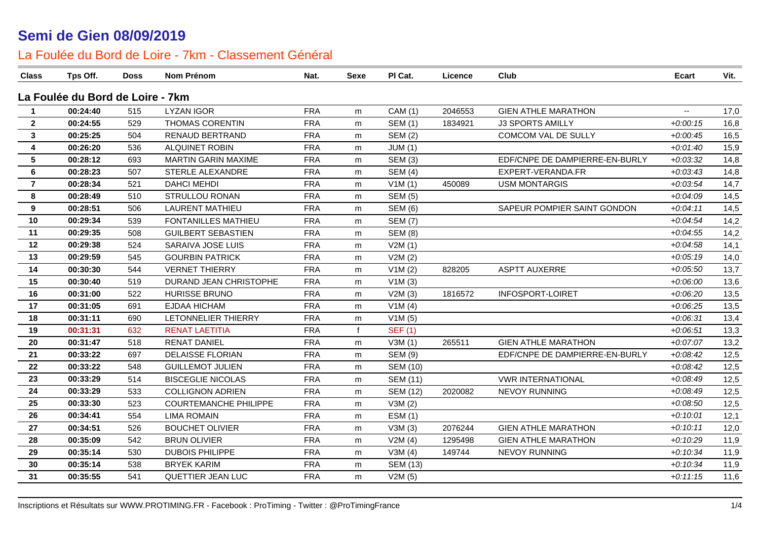# Semi de Gien 08/09/2019

## La Foulée du Bord de Loire - 7km - Classement Général

| Class | Tps Off. | Doss | Nom Prénom | Nat. | Sexe | Pl Cat. | Licence | Club | Ecart | Vit. |
|---|---|---|---|---|---|---|---|---|---|---|
| **La Foulée du Bord de Loire - 7km** | | | | | | | | | | |
| 1 | 00:24:40 | 515 | LYZAN IGOR | FRA | m | CAM (1) | 2046553 | GIEN ATHLE MARATHON | -- | 17,0 |
| 2 | 00:24:55 | 529 | THOMAS CORENTIN | FRA | m | SEM (1) | 1834921 | J3 SPORTS AMILLY | +0:00:15 | 16,8 |
| 3 | 00:25:25 | 504 | RENAUD BERTRAND | FRA | m | SEM (2) | | COMCOM VAL DE SULLY | +0:00:45 | 16,5 |
| 4 | 00:26:20 | 536 | ALQUINET ROBIN | FRA | m | JUM (1) | | | +0:01:40 | 15,9 |
| 5 | 00:28:12 | 693 | MARTIN GARIN MAXIME | FRA | m | SEM (3) | | EDF/CNPE DE DAMPIERRE-EN-BURLY | +0:03:32 | 14,8 |
| 6 | 00:28:23 | 507 | STERLE ALEXANDRE | FRA | m | SEM (4) | | EXPERT-VERANDA.FR | +0:03:43 | 14,8 |
| 7 | 00:28:34 | 521 | DAHCI MEHDI | FRA | m | V1M (1) | 450089 | USM MONTARGIS | +0:03:54 | 14,7 |
| 8 | 00:28:49 | 510 | STRULLOU RONAN | FRA | m | SEM (5) | | | +0:04:09 | 14,5 |
| 9 | 00:28:51 | 506 | LAURENT MATHIEU | FRA | m | SEM (6) | | SAPEUR POMPIER SAINT GONDON | +0:04:11 | 14,5 |
| 10 | 00:29:34 | 539 | FONTANILLES MATHIEU | FRA | m | SEM (7) | | | +0:04:54 | 14,2 |
| 11 | 00:29:35 | 508 | GUILBERT SEBASTIEN | FRA | m | SEM (8) | | | +0:04:55 | 14,2 |
| 12 | 00:29:38 | 524 | SARAIVA JOSE LUIS | FRA | m | V2M (1) | | | +0:04:58 | 14,1 |
| 13 | 00:29:59 | 545 | GOURBIN PATRICK | FRA | m | V2M (2) | | | +0:05:19 | 14,0 |
| 14 | 00:30:30 | 544 | VERNET THIERRY | FRA | m | V1M (2) | 828205 | ASPTT AUXERRE | +0:05:50 | 13,7 |
| 15 | 00:30:40 | 519 | DURAND JEAN CHRISTOPHE | FRA | m | V1M (3) | | | +0:06:00 | 13,6 |
| 16 | 00:31:00 | 522 | HURISSE BRUNO | FRA | m | V2M (3) | 1816572 | INFOSPORT-LOIRET | +0:06:20 | 13,5 |
| 17 | 00:31:05 | 691 | EJDAA HICHAM | FRA | m | V1M (4) | | | +0:06:25 | 13,5 |
| 18 | 00:31:11 | 690 | LETONNELIER THIERRY | FRA | m | V1M (5) | | | +0:06:31 | 13,4 |
| 19 | 00:31:31 | 632 | RENAT LAETITIA | FRA | f | SEF (1) | | | +0:06:51 | 13,3 |
| 20 | 00:31:47 | 518 | RENAT DANIEL | FRA | m | V3M (1) | 265511 | GIEN ATHLE MARATHON | +0:07:07 | 13,2 |
| 21 | 00:33:22 | 697 | DELAISSE FLORIAN | FRA | m | SEM (9) | | EDF/CNPE DE DAMPIERRE-EN-BURLY | +0:08:42 | 12,5 |
| 22 | 00:33:22 | 548 | GUILLEMOT JULIEN | FRA | m | SEM (10) | | | +0:08:42 | 12,5 |
| 23 | 00:33:29 | 514 | BISCEGLIE NICOLAS | FRA | m | SEM (11) | | VWR INTERNATIONAL | +0:08:49 | 12,5 |
| 24 | 00:33:29 | 533 | COLLIGNON ADRIEN | FRA | m | SEM (12) | 2020082 | NEVOY RUNNING | +0:08:49 | 12,5 |
| 25 | 00:33:30 | 523 | COURTEMANCHE PHILIPPE | FRA | m | V3M (2) | | | +0:08:50 | 12,5 |
| 26 | 00:34:41 | 554 | LIMA ROMAIN | FRA | m | ESM (1) | | | +0:10:01 | 12,1 |
| 27 | 00:34:51 | 526 | BOUCHET OLIVIER | FRA | m | V3M (3) | 2076244 | GIEN ATHLE MARATHON | +0:10:11 | 12,0 |
| 28 | 00:35:09 | 542 | BRUN OLIVIER | FRA | m | V2M (4) | 1295498 | GIEN ATHLE MARATHON | +0:10:29 | 11,9 |
| 29 | 00:35:14 | 530 | DUBOIS PHILIPPE | FRA | m | V3M (4) | 149744 | NEVOY RUNNING | +0:10:34 | 11,9 |
| 30 | 00:35:14 | 538 | BRYEK KARIM | FRA | m | SEM (13) | | | +0:10:34 | 11,9 |
| 31 | 00:35:55 | 541 | QUETTIER JEAN LUC | FRA | m | V2M (5) | | | +0:11:15 | 11,6 |

Inscriptions et Résultats sur WWW.PROTIMING.FR - Facebook : ProTiming - Twitter : @ProTimingFrance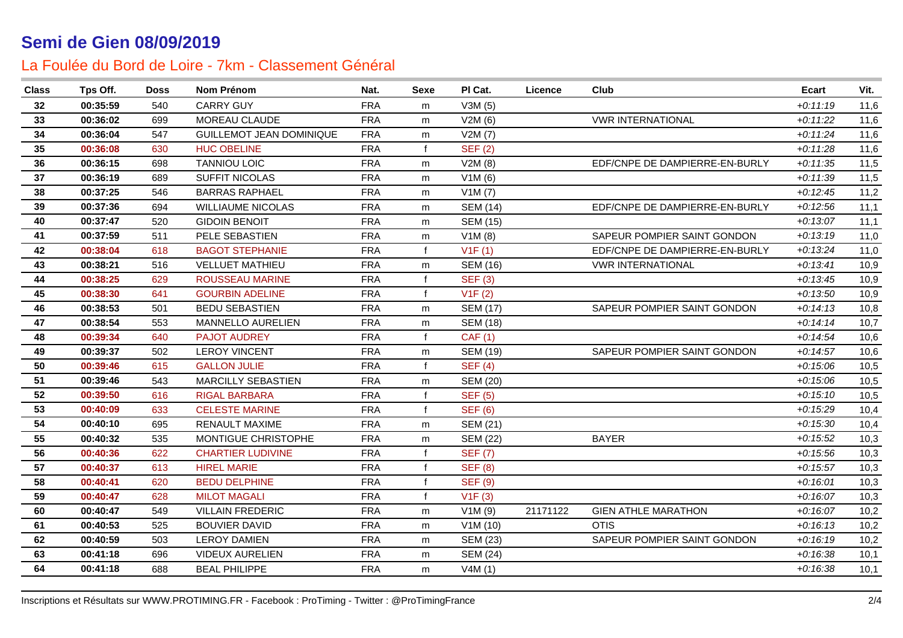# Semi de Gien 08/09/2019

## La Foulée du Bord de Loire - 7km - Classement Général

| Class | Tps Off. | Doss | Nom Prénom | Nat. | Sexe | Pl Cat. | Licence | Club | Ecart | Vit. |
|---|---|---|---|---|---|---|---|---|---|---|
| 32 | 00:35:59 | 540 | CARRY GUY | FRA | m | V3M (5) | | | +0:11:19 | 11,6 |
| 33 | 00:36:02 | 699 | MOREAU CLAUDE | FRA | m | V2M (6) | | VWR INTERNATIONAL | +0:11:22 | 11,6 |
| 34 | 00:36:04 | 547 | GUILLEMOT JEAN DOMINIQUE | FRA | m | V2M (7) | | | +0:11:24 | 11,6 |
| 35 | 00:36:08 | 630 | HUC OBELINE | FRA | f | SEF (2) | | | +0:11:28 | 11,6 |
| 36 | 00:36:15 | 698 | TANNIOU LOIC | FRA | m | V2M (8) | | EDF/CNPE DE DAMPIERRE-EN-BURLY | +0:11:35 | 11,5 |
| 37 | 00:36:19 | 689 | SUFFIT NICOLAS | FRA | m | V1M (6) | | | +0:11:39 | 11,5 |
| 38 | 00:37:25 | 546 | BARRAS RAPHAEL | FRA | m | V1M (7) | | | +0:12:45 | 11,2 |
| 39 | 00:37:36 | 694 | WILLIAUME NICOLAS | FRA | m | SEM (14) | | EDF/CNPE DE DAMPIERRE-EN-BURLY | +0:12:56 | 11,1 |
| 40 | 00:37:47 | 520 | GIDOIN BENOIT | FRA | m | SEM (15) | | | +0:13:07 | 11,1 |
| 41 | 00:37:59 | 511 | PELE SEBASTIEN | FRA | m | V1M (8) | | SAPEUR POMPIER SAINT GONDON | +0:13:19 | 11,0 |
| 42 | 00:38:04 | 618 | BAGOT STEPHANIE | FRA | f | V1F (1) | | EDF/CNPE DE DAMPIERRE-EN-BURLY | +0:13:24 | 11,0 |
| 43 | 00:38:21 | 516 | VELLUET MATHIEU | FRA | m | SEM (16) | | VWR INTERNATIONAL | +0:13:41 | 10,9 |
| 44 | 00:38:25 | 629 | ROUSSEAU MARINE | FRA | f | SEF (3) | | | +0:13:45 | 10,9 |
| 45 | 00:38:30 | 641 | GOURBIN ADELINE | FRA | f | V1F (2) | | | +0:13:50 | 10,9 |
| 46 | 00:38:53 | 501 | BEDU SEBASTIEN | FRA | m | SEM (17) | | SAPEUR POMPIER SAINT GONDON | +0:14:13 | 10,8 |
| 47 | 00:38:54 | 553 | MANNELLO AURELIEN | FRA | m | SEM (18) | | | +0:14:14 | 10,7 |
| 48 | 00:39:34 | 640 | PAJOT AUDREY | FRA | f | CAF (1) | | | +0:14:54 | 10,6 |
| 49 | 00:39:37 | 502 | LEROY VINCENT | FRA | m | SEM (19) | | SAPEUR POMPIER SAINT GONDON | +0:14:57 | 10,6 |
| 50 | 00:39:46 | 615 | GALLON JULIE | FRA | f | SEF (4) | | | +0:15:06 | 10,5 |
| 51 | 00:39:46 | 543 | MARCILLY SEBASTIEN | FRA | m | SEM (20) | | | +0:15:06 | 10,5 |
| 52 | 00:39:50 | 616 | RIGAL BARBARA | FRA | f | SEF (5) | | | +0:15:10 | 10,5 |
| 53 | 00:40:09 | 633 | CELESTE MARINE | FRA | f | SEF (6) | | | +0:15:29 | 10,4 |
| 54 | 00:40:10 | 695 | RENAULT MAXIME | FRA | m | SEM (21) | | | +0:15:30 | 10,4 |
| 55 | 00:40:32 | 535 | MONTIGUE CHRISTOPHE | FRA | m | SEM (22) | | BAYER | +0:15:52 | 10,3 |
| 56 | 00:40:36 | 622 | CHARTIER LUDIVINE | FRA | f | SEF (7) | | | +0:15:56 | 10,3 |
| 57 | 00:40:37 | 613 | HIREL MARIE | FRA | f | SEF (8) | | | +0:15:57 | 10,3 |
| 58 | 00:40:41 | 620 | BEDU DELPHINE | FRA | f | SEF (9) | | | +0:16:01 | 10,3 |
| 59 | 00:40:47 | 628 | MILOT MAGALI | FRA | f | V1F (3) | | | +0:16:07 | 10,3 |
| 60 | 00:40:47 | 549 | VILLAIN FREDERIC | FRA | m | V1M (9) | 21171122 | GIEN ATHLE MARATHON | +0:16:07 | 10,2 |
| 61 | 00:40:53 | 525 | BOUVIER DAVID | FRA | m | V1M (10) | | OTIS | +0:16:13 | 10,2 |
| 62 | 00:40:59 | 503 | LEROY DAMIEN | FRA | m | SEM (23) | | SAPEUR POMPIER SAINT GONDON | +0:16:19 | 10,2 |
| 63 | 00:41:18 | 696 | VIDEUX AURELIEN | FRA | m | SEM (24) | | | +0:16:38 | 10,1 |
| 64 | 00:41:18 | 688 | BEAL PHILIPPE | FRA | m | V4M (1) | | | +0:16:38 | 10,1 |

Inscriptions et Résultats sur WWW.PROTIMING.FR - Facebook : ProTiming - Twitter : @ProTimingFrance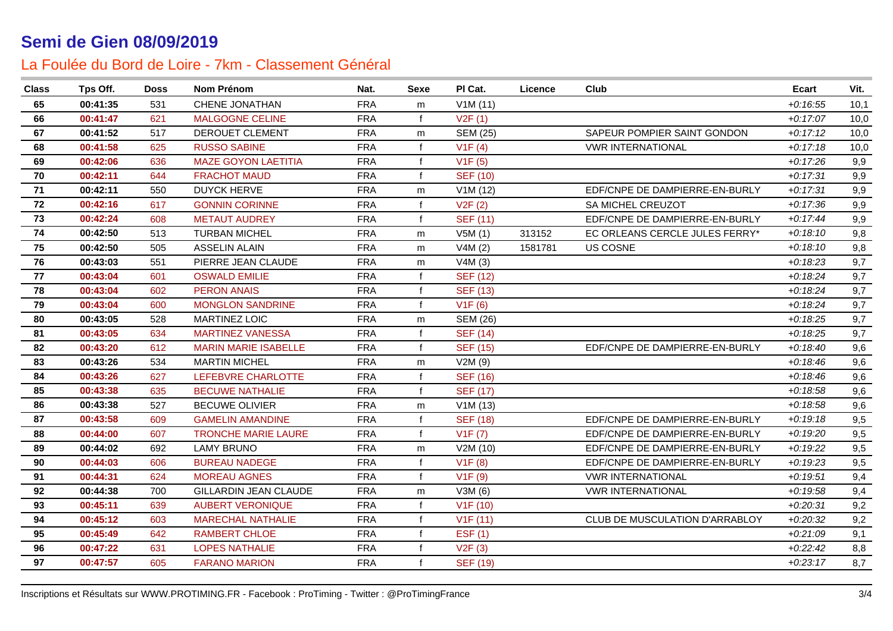# Semi de Gien 08/09/2019

## La Foulée du Bord de Loire - 7km - Classement Général

| Class | Tps Off. | Doss | Nom Prénom | Nat. | Sexe | Pl Cat. | Licence | Club | Ecart | Vit. |
|---|---|---|---|---|---|---|---|---|---|---|
| 65 | 00:41:35 | 531 | CHENE JONATHAN | FRA | m | V1M (11) | | | +0:16:55 | 10,1 |
| 66 | 00:41:47 | 621 | MALGOGNE CELINE | FRA | f | V2F (1) | | | +0:17:07 | 10,0 |
| 67 | 00:41:52 | 517 | DEROUET CLEMENT | FRA | m | SEM (25) | | SAPEUR POMPIER SAINT GONDON | +0:17:12 | 10,0 |
| 68 | 00:41:58 | 625 | RUSSO SABINE | FRA | f | V1F (4) | | VWR INTERNATIONAL | +0:17:18 | 10,0 |
| 69 | 00:42:06 | 636 | MAZE GOYON LAETITIA | FRA | f | V1F (5) | | | +0:17:26 | 9,9 |
| 70 | 00:42:11 | 644 | FRACHOT MAUD | FRA | f | SEF (10) | | | +0:17:31 | 9,9 |
| 71 | 00:42:11 | 550 | DUYCK HERVE | FRA | m | V1M (12) | | EDF/CNPE DE DAMPIERRE-EN-BURLY | +0:17:31 | 9,9 |
| 72 | 00:42:16 | 617 | GONNIN CORINNE | FRA | f | V2F (2) | | SA MICHEL CREUZOT | +0:17:36 | 9,9 |
| 73 | 00:42:24 | 608 | METAUT AUDREY | FRA | f | SEF (11) | | EDF/CNPE DE DAMPIERRE-EN-BURLY | +0:17:44 | 9,9 |
| 74 | 00:42:50 | 513 | TURBAN MICHEL | FRA | m | V5M (1) | 313152 | EC ORLEANS CERCLE JULES FERRY* | +0:18:10 | 9,8 |
| 75 | 00:42:50 | 505 | ASSELIN ALAIN | FRA | m | V4M (2) | 1581781 | US COSNE | +0:18:10 | 9,8 |
| 76 | 00:43:03 | 551 | PIERRE JEAN CLAUDE | FRA | m | V4M (3) | | | +0:18:23 | 9,7 |
| 77 | 00:43:04 | 601 | OSWALD EMILIE | FRA | f | SEF (12) | | | +0:18:24 | 9,7 |
| 78 | 00:43:04 | 602 | PERON ANAIS | FRA | f | SEF (13) | | | +0:18:24 | 9,7 |
| 79 | 00:43:04 | 600 | MONGLON SANDRINE | FRA | f | V1F (6) | | | +0:18:24 | 9,7 |
| 80 | 00:43:05 | 528 | MARTINEZ LOIC | FRA | m | SEM (26) | | | +0:18:25 | 9,7 |
| 81 | 00:43:05 | 634 | MARTINEZ VANESSA | FRA | f | SEF (14) | | | +0:18:25 | 9,7 |
| 82 | 00:43:20 | 612 | MARIN MARIE ISABELLE | FRA | f | SEF (15) | | EDF/CNPE DE DAMPIERRE-EN-BURLY | +0:18:40 | 9,6 |
| 83 | 00:43:26 | 534 | MARTIN MICHEL | FRA | m | V2M (9) | | | +0:18:46 | 9,6 |
| 84 | 00:43:26 | 627 | LEFEBVRE CHARLOTTE | FRA | f | SEF (16) | | | +0:18:46 | 9,6 |
| 85 | 00:43:38 | 635 | BECUWE NATHALIE | FRA | f | SEF (17) | | | +0:18:58 | 9,6 |
| 86 | 00:43:38 | 527 | BECUWE OLIVIER | FRA | m | V1M (13) | | | +0:18:58 | 9,6 |
| 87 | 00:43:58 | 609 | GAMELIN AMANDINE | FRA | f | SEF (18) | | EDF/CNPE DE DAMPIERRE-EN-BURLY | +0:19:18 | 9,5 |
| 88 | 00:44:00 | 607 | TRONCHE MARIE LAURE | FRA | f | V1F (7) | | EDF/CNPE DE DAMPIERRE-EN-BURLY | +0:19:20 | 9,5 |
| 89 | 00:44:02 | 692 | LAMY BRUNO | FRA | m | V2M (10) | | EDF/CNPE DE DAMPIERRE-EN-BURLY | +0:19:22 | 9,5 |
| 90 | 00:44:03 | 606 | BUREAU NADEGE | FRA | f | V1F (8) | | EDF/CNPE DE DAMPIERRE-EN-BURLY | +0:19:23 | 9,5 |
| 91 | 00:44:31 | 624 | MOREAU AGNES | FRA | f | V1F (9) | | VWR INTERNATIONAL | +0:19:51 | 9,4 |
| 92 | 00:44:38 | 700 | GILLARDIN JEAN CLAUDE | FRA | m | V3M (6) | | VWR INTERNATIONAL | +0:19:58 | 9,4 |
| 93 | 00:45:11 | 639 | AUBERT VERONIQUE | FRA | f | V1F (10) | | | +0:20:31 | 9,2 |
| 94 | 00:45:12 | 603 | MARECHAL NATHALIE | FRA | f | V1F (11) | | CLUB DE MUSCULATION D'ARRABLOY | +0:20:32 | 9,2 |
| 95 | 00:45:49 | 642 | RAMBERT CHLOE | FRA | f | ESF (1) | | | +0:21:09 | 9,1 |
| 96 | 00:47:22 | 631 | LOPES NATHALIE | FRA | f | V2F (3) | | | +0:22:42 | 8,8 |
| 97 | 00:47:57 | 605 | FARANO MARION | FRA | f | SEF (19) | | | +0:23:17 | 8,7 |

Inscriptions et Résultats sur WWW.PROTIMING.FR - Facebook : ProTiming - Twitter : @ProTimingFrance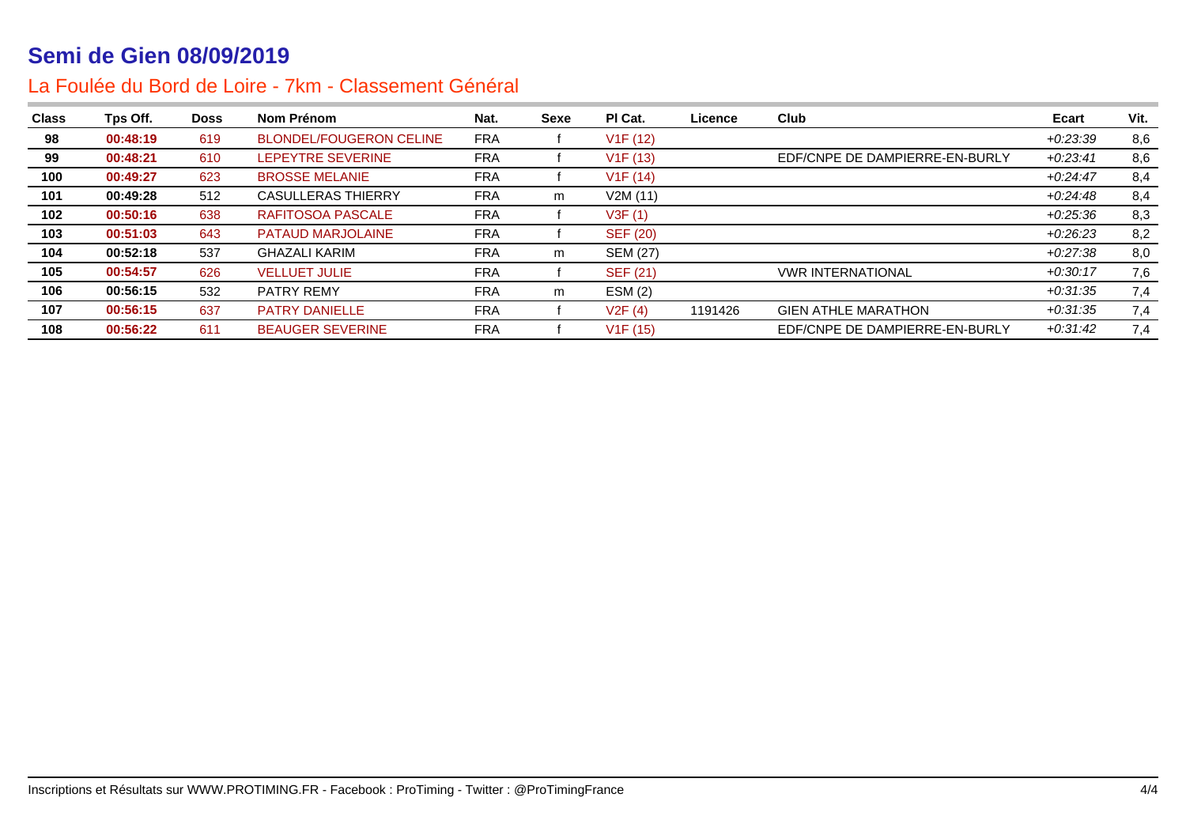# Semi de Gien 08/09/2019

## La Foulée du Bord de Loire - 7km - Classement Général

| Class | Tps Off. | Doss | Nom Prénom | Nat. | Sexe | Pl Cat. | Licence | Club | Ecart | Vit. |
|---|---|---|---|---|---|---|---|---|---|---|
| 98 | 00:48:19 | 619 | BLONDEL/FOUGERON CELINE | FRA | f | V1F (12) | | | +0:23:39 | 8,6 |
| 99 | 00:48:21 | 610 | LEPEYTRE SEVERINE | FRA | f | V1F (13) | | EDF/CNPE DE DAMPIERRE-EN-BURLY | +0:23:41 | 8,6 |
| 100 | 00:49:27 | 623 | BROSSE MELANIE | FRA | f | V1F (14) | | | +0:24:47 | 8,4 |
| 101 | 00:49:28 | 512 | CASULLERAS THIERRY | FRA | m | V2M (11) | | | +0:24:48 | 8,4 |
| 102 | 00:50:16 | 638 | RAFITOSOA PASCALE | FRA | f | V3F (1) | | | +0:25:36 | 8,3 |
| 103 | 00:51:03 | 643 | PATAUD MARJOLAINE | FRA | f | SEF (20) | | | +0:26:23 | 8,2 |
| 104 | 00:52:18 | 537 | GHAZALI KARIM | FRA | m | SEM (27) | | | +0:27:38 | 8,0 |
| 105 | 00:54:57 | 626 | VELLUET JULIE | FRA | f | SEF (21) | | VWR INTERNATIONAL | +0:30:17 | 7,6 |
| 106 | 00:56:15 | 532 | PATRY REMY | FRA | m | ESM (2) | | | +0:31:35 | 7,4 |
| 107 | 00:56:15 | 637 | PATRY DANIELLE | FRA | f | V2F (4) | 1191426 | GIEN ATHLE MARATHON | +0:31:35 | 7,4 |
| 108 | 00:56:22 | 611 | BEAUGER SEVERINE | FRA | f | V1F (15) | | EDF/CNPE DE DAMPIERRE-EN-BURLY | +0:31:42 | 7,4 |

Inscriptions et Résultats sur WWW.PROTIMING.FR - Facebook : ProTiming - Twitter : @ProTimingFrance